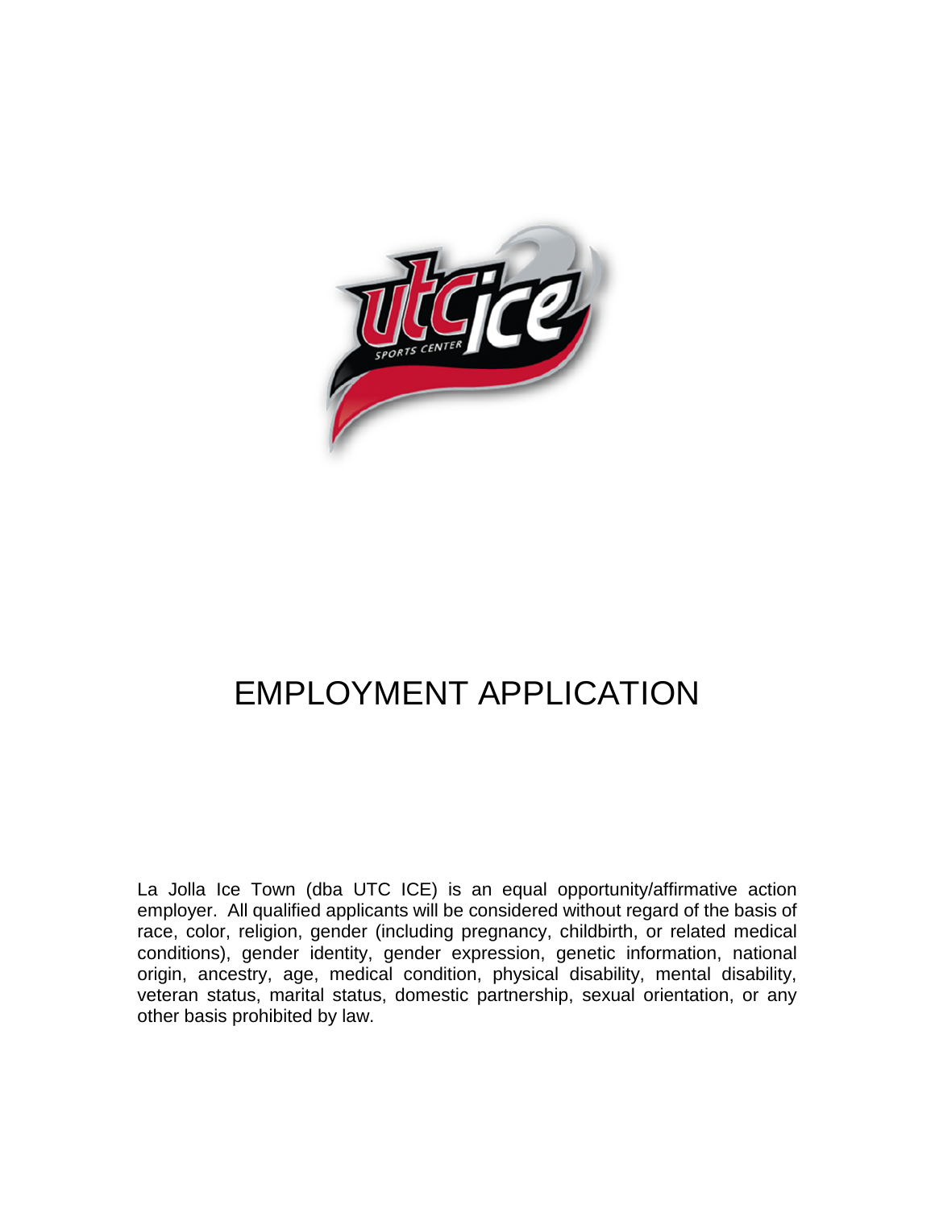# EMPLOYMENT APPLICATION

La Jolla Ice Town (dba UTC ICE) is an equal opportunity/affirmative action employer. All qualified applicants will be considered without regard of the basis of race, color, religion, gender (including pregnancy, childbirth, or related medical conditions), gender identity, gender expression, genetic information, national origin, ancestry, age, medical condition, physical disability, mental disability, veteran status, marital status, domestic partnership, sexual orientation, or any other basis prohibited by law.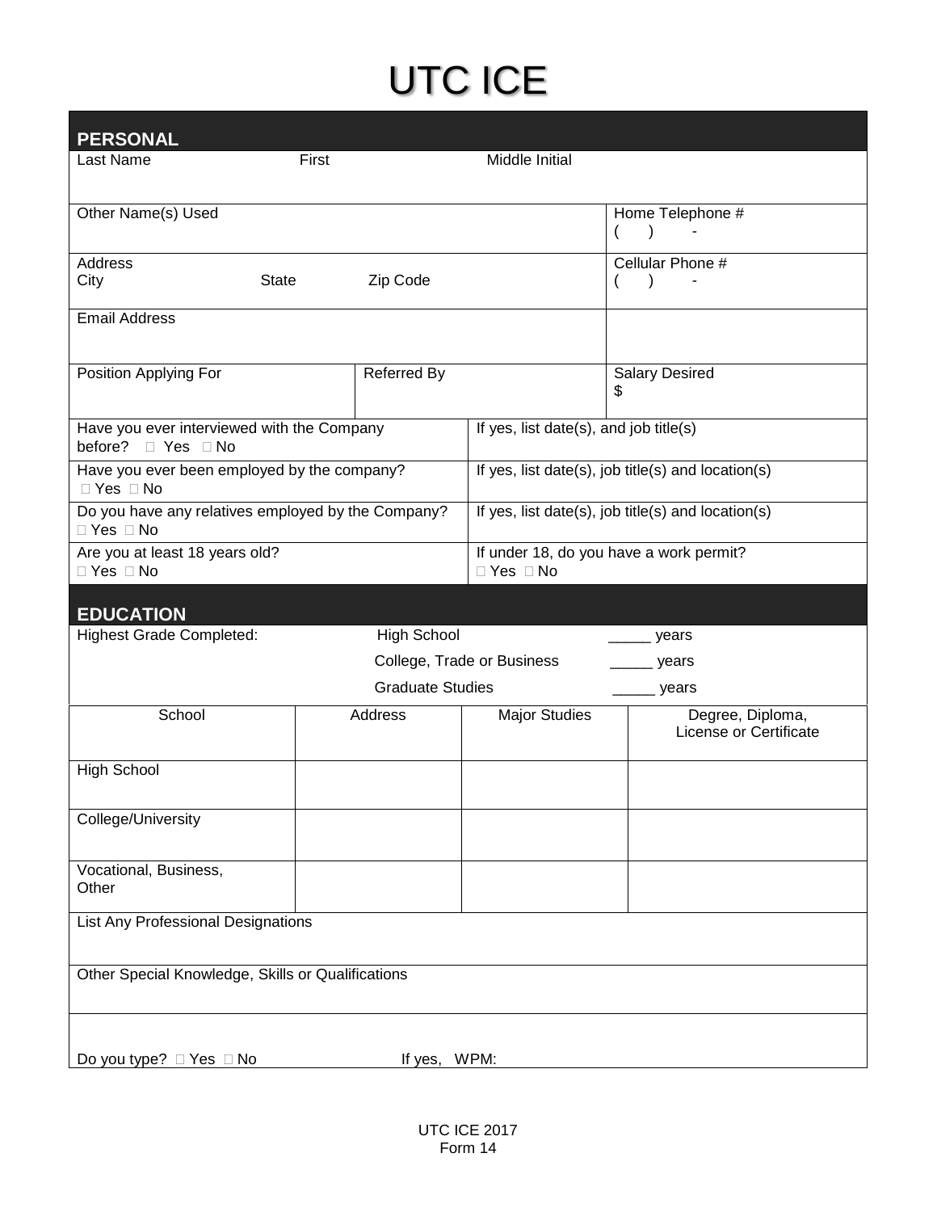# UTC ICE

## PERSONAL

| Last Name | First | Middle Initial |
|---|---|---|
| | | |

| Other Name(s) Used | Home Telephone # ( ) - |
|---|---|
| **Address**<br>City State Zip Code | **Cellular Phone #**<br>( ) - |
| Email Address | |

| Position Applying For | Referred By | Salary Desired $ |
|---|---|---|
| | | |

| | |
|---|---|
| Have you ever interviewed with the Company before? ☐ Yes ☐ No | If yes, list date(s), and job title(s) |
| Have you ever been employed by the company? ☐ Yes ☐ No | If yes, list date(s), job title(s) and location(s) |
| Do you have any relatives employed by the Company? ☐ Yes ☐ No | If yes, list date(s), job title(s) and location(s) |
| Are you at least 18 years old? ☐ Yes ☐ No | If under 18, do you have a work permit? ☐ Yes ☐ No |

## EDUCATION

Highest Grade Completed:

- High School _____ years
- College, Trade or Business _____ years
- Graduate Studies _____ years

| School | Address | Major Studies | Degree, Diploma, License or Certificate |
|---|---|---|---|
| High School | | | |
| College/University | | | |
| Vocational, Business, Other | | | |

List Any Professional Designations

Other Special Knowledge, Skills or Qualifications

Do you type? ☐ Yes ☐ No If yes, WPM:

UTC ICE 2017
Form 14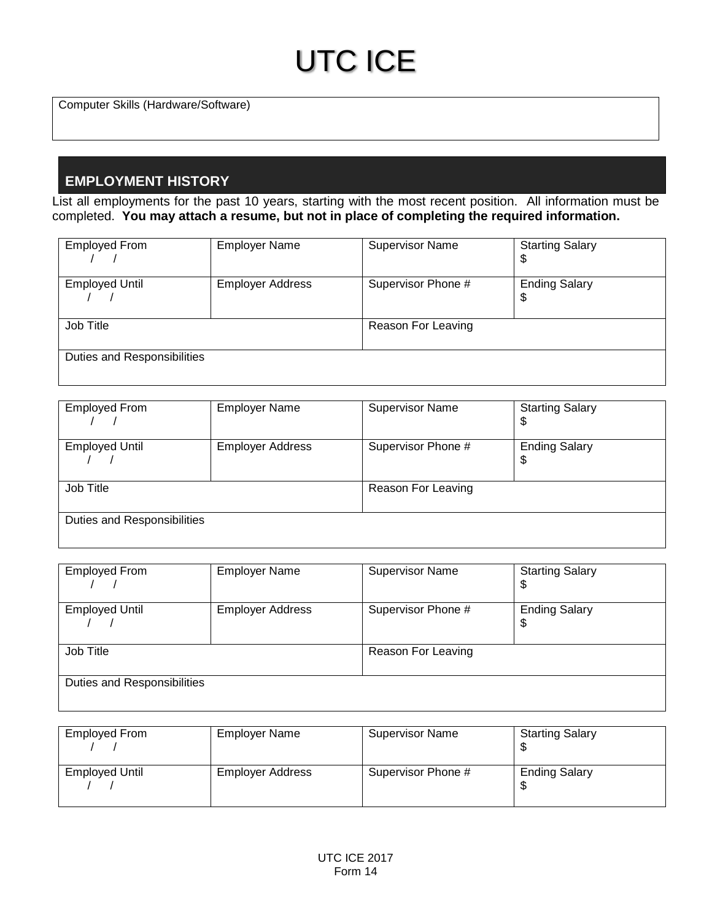# UTC ICE

| Computer Skills (Hardware/Software) |
| --- |
| |

## EMPLOYMENT HISTORY

List all employments for the past 10 years, starting with the most recent position. All information must be completed. **You may attach a resume, but not in place of completing the required information.**

| Employed From / / | Employer Name | Supervisor Name | Starting Salary $ |
| --- | --- | --- | --- |
| Employed Until / / | Employer Address | Supervisor Phone # | Ending Salary $ |
| Job Title | | Reason For Leaving | |
| Duties and Responsibilities | | | |

| Employed From / / | Employer Name | Supervisor Name | Starting Salary $ |
| --- | --- | --- | --- |
| Employed Until / / | Employer Address | Supervisor Phone # | Ending Salary $ |
| Job Title | | Reason For Leaving | |
| Duties and Responsibilities | | | |

| Employed From / / | Employer Name | Supervisor Name | Starting Salary $ |
| --- | --- | --- | --- |
| Employed Until / / | Employer Address | Supervisor Phone # | Ending Salary $ |
| Job Title | | Reason For Leaving | |
| Duties and Responsibilities | | | |

| Employed From / / | Employer Name | Supervisor Name | Starting Salary $ |
| --- | --- | --- | --- |
| Employed Until / / | Employer Address | Supervisor Phone # | Ending Salary $ |

UTC ICE 2017
Form 14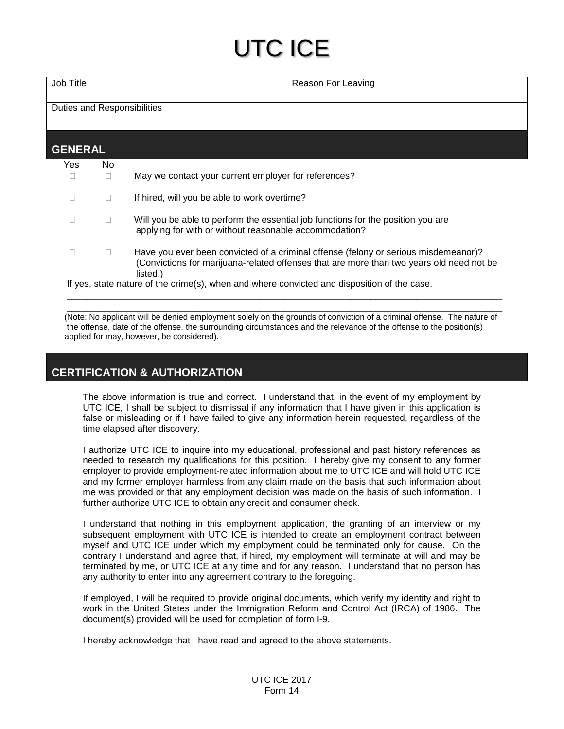# UTC ICE

| Job Title | Reason For Leaving |
| --- | --- |
| Duties and Responsibilities | |

## GENERAL

| Yes | No | |
| --- | --- | --- |
| ☐ | ☐ | May we contact your current employer for references? |
| ☐ | ☐ | If hired, will you be able to work overtime? |
| ☐ | ☐ | Will you be able to perform the essential job functions for the position you are applying for with or without reasonable accommodation? |
| ☐ | ☐ | Have you ever been convicted of a criminal offense (felony or serious misdemeanor)? (Convictions for marijuana-related offenses that are more than two years old need not be listed.) |

If yes, state nature of the crime(s), when and where convicted and disposition of the case.

\_\_\_\_\_\_\_\_\_\_\_\_\_\_\_\_\_\_\_\_\_\_\_\_\_\_\_\_\_\_\_\_\_\_\_\_\_\_\_\_\_\_\_\_\_\_\_\_\_\_\_\_\_\_\_\_\_\_\_\_\_\_\_\_\_\_\_\_\_\_\_\_\_\_\_\_\_\_

\_\_\_\_\_\_\_\_\_\_\_\_\_\_\_\_\_\_\_\_\_\_\_\_\_\_\_\_\_\_\_\_\_\_\_\_\_\_\_\_\_\_\_\_\_\_\_\_\_\_\_\_\_\_\_\_\_\_\_\_\_\_\_\_\_\_\_\_\_\_\_\_\_\_\_\_\_\_

(Note: No applicant will be denied employment solely on the grounds of conviction of a criminal offense. The nature of the offense, date of the offense, the surrounding circumstances and the relevance of the offense to the position(s) applied for may, however, be considered).

## CERTIFICATION & AUTHORIZATION

The above information is true and correct. I understand that, in the event of my employment by UTC ICE, I shall be subject to dismissal if any information that I have given in this application is false or misleading or if I have failed to give any information herein requested, regardless of the time elapsed after discovery.

I authorize UTC ICE to inquire into my educational, professional and past history references as needed to research my qualifications for this position. I hereby give my consent to any former employer to provide employment-related information about me to UTC ICE and will hold UTC ICE and my former employer harmless from any claim made on the basis that such information about me was provided or that any employment decision was made on the basis of such information. I further authorize UTC ICE to obtain any credit and consumer check.

I understand that nothing in this employment application, the granting of an interview or my subsequent employment with UTC ICE is intended to create an employment contract between myself and UTC ICE under which my employment could be terminated only for cause. On the contrary I understand and agree that, if hired, my employment will terminate at will and may be terminated by me, or UTC ICE at any time and for any reason. I understand that no person has any authority to enter into any agreement contrary to the foregoing.

If employed, I will be required to provide original documents, which verify my identity and right to work in the United States under the Immigration Reform and Control Act (IRCA) of 1986. The document(s) provided will be used for completion of form I-9.

I hereby acknowledge that I have read and agreed to the above statements.

UTC ICE 2017
Form 14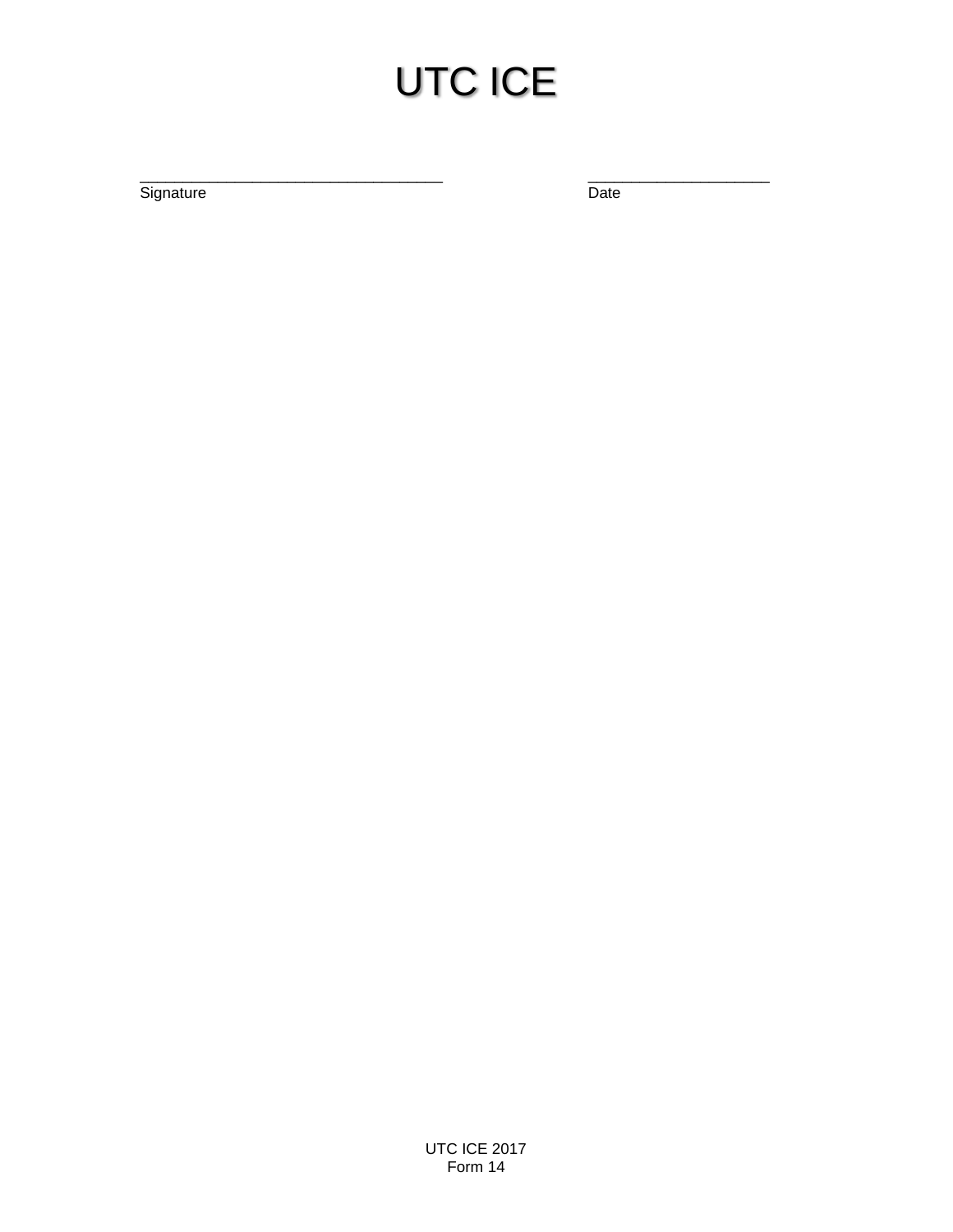# UTC ICE

\_\_\_\_\_\_\_\_\_\_\_\_\_\_\_\_\_\_\_\_\_\_\_\_\_\_\_\_\_\_\_\_\_\_\_\_ \_\_\_\_\_\_\_\_\_\_\_\_\_\_\_\_\_\_\_\_\_\_
Signature Date